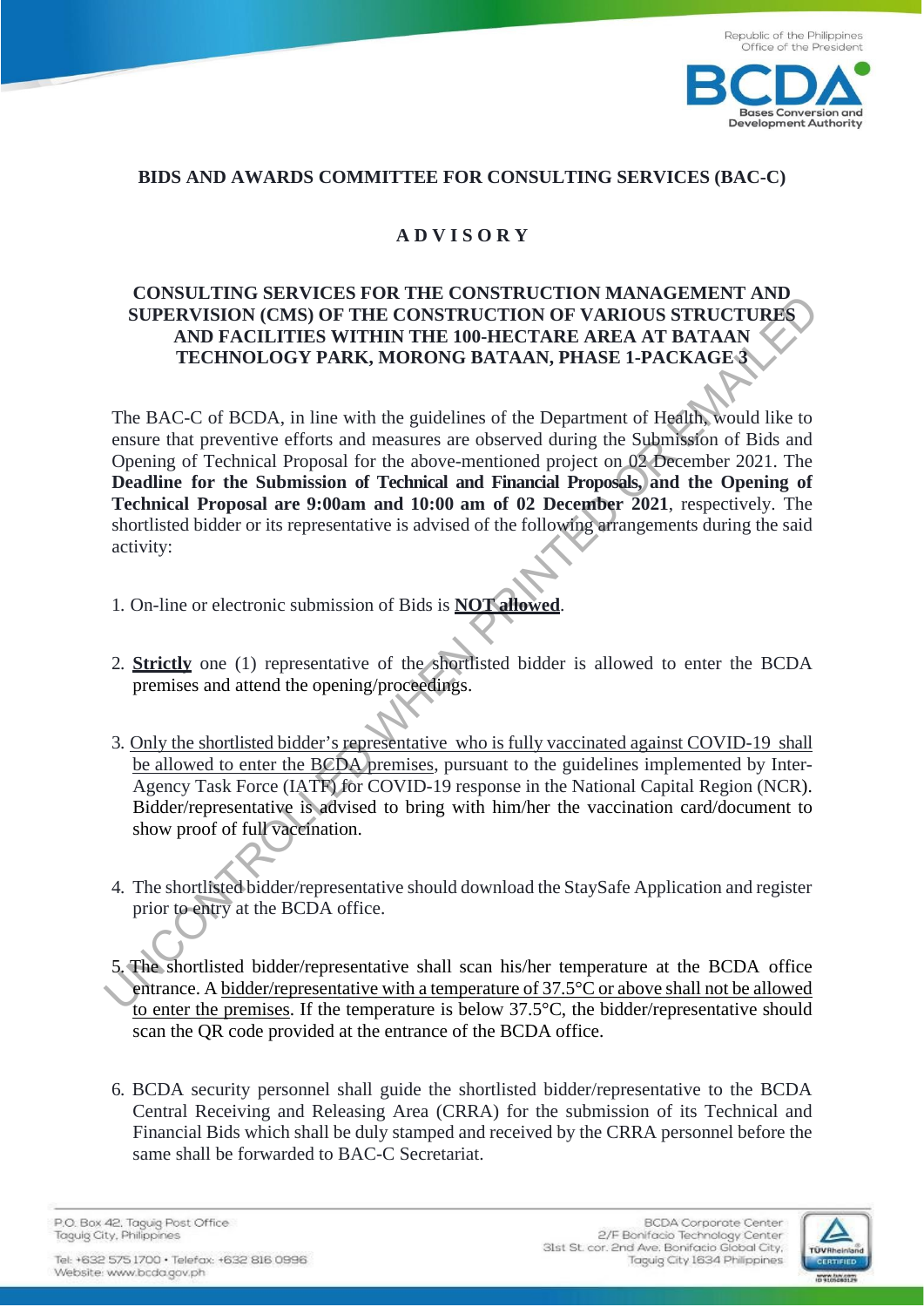Republic of the Philippines
Office of the President

BCDA
Bases Conversion and Development Authority

## BIDS AND AWARDS COMMITTEE FOR CONSULTING SERVICES (BAC-C)

## A D V I S O R Y

### CONSULTING SERVICES FOR THE CONSTRUCTION MANAGEMENT AND SUPERVISION (CMS) OF THE CONSTRUCTION OF VARIOUS STRUCTURES AND FACILITIES WITHIN THE 100-HECTARE AREA AT BATAAN TECHNOLOGY PARK, MORONG BATAAN, PHASE 1-PACKAGE 3

The BAC-C of BCDA, in line with the guidelines of the Department of Health, would like to ensure that preventive efforts and measures are observed during the Submission of Bids and Opening of Technical Proposal for the above-mentioned project on 02 December 2021. The **Deadline for the Submission of Technical and Financial Proposals, and the Opening of Technical Proposal are 9:00am and 10:00 am of 02 December 2021**, respectively. The shortlisted bidder or its representative is advised of the following arrangements during the said activity:

1. On-line or electronic submission of Bids is **NOT allowed**.

2. **Strictly** one (1) representative of the shortlisted bidder is allowed to enter the BCDA premises and attend the opening/proceedings.

3. Only the shortlisted bidder's representative who is fully vaccinated against COVID-19 shall be allowed to enter the BCDA premises, pursuant to the guidelines implemented by Inter-Agency Task Force (IATF) for COVID-19 response in the National Capital Region (NCR). Bidder/representative is advised to bring with him/her the vaccination card/document to show proof of full vaccination.

4. The shortlisted bidder/representative should download the StaySafe Application and register prior to entry at the BCDA office.

5. The shortlisted bidder/representative shall scan his/her temperature at the BCDA office entrance. A bidder/representative with a temperature of 37.5°C or above shall not be allowed to enter the premises. If the temperature is below 37.5°C, the bidder/representative should scan the QR code provided at the entrance of the BCDA office.

6. BCDA security personnel shall guide the shortlisted bidder/representative to the BCDA Central Receiving and Releasing Area (CRRA) for the submission of its Technical and Financial Bids which shall be duly stamped and received by the CRRA personnel before the same shall be forwarded to BAC-C Secretariat.

P.O. Box 42, Taguig Post Office
Taguig City, Philippines

Tel: +632 575 1700 • Telefax: +632 816 0996
Website: www.bcda.gov.ph

BCDA Corporate Center
2/F Bonifacio Technology Center
31st St. cor. 2nd Ave. Bonifacio Global City,
Taguig City 1634 Philippines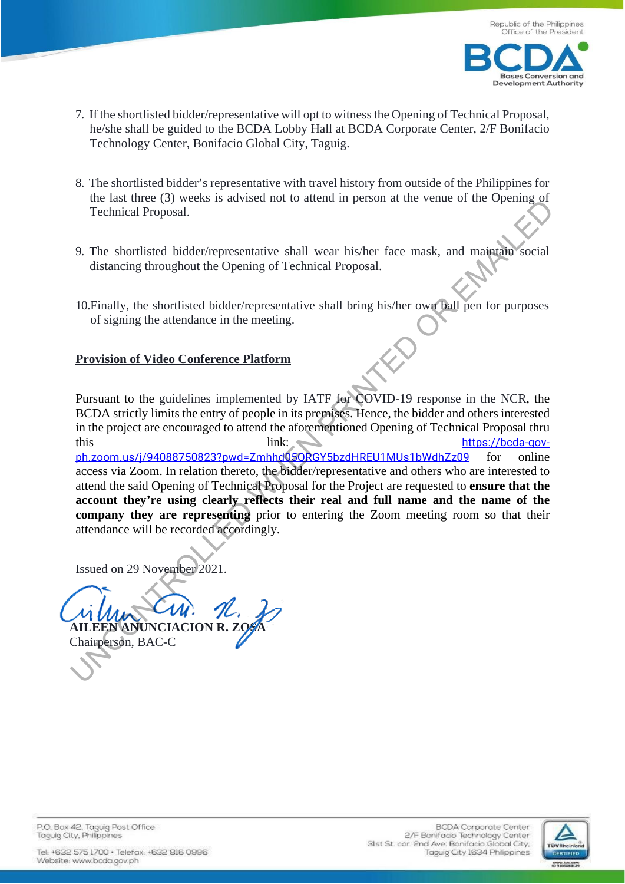7. If the shortlisted bidder/representative will opt to witness the Opening of Technical Proposal, he/she shall be guided to the BCDA Lobby Hall at BCDA Corporate Center, 2/F Bonifacio Technology Center, Bonifacio Global City, Taguig.

8. The shortlisted bidder's representative with travel history from outside of the Philippines for the last three (3) weeks is advised not to attend in person at the venue of the Opening of Technical Proposal.

9. The shortlisted bidder/representative shall wear his/her face mask, and maintain social distancing throughout the Opening of Technical Proposal.

10. Finally, the shortlisted bidder/representative shall bring his/her own ball pen for purposes of signing the attendance in the meeting.

**Provision of Video Conference Platform**

Pursuant to the guidelines implemented by IATF for COVID-19 response in the NCR, the BCDA strictly limits the entry of people in its premises. Hence, the bidder and others interested in the project are encouraged to attend the aforementioned Opening of Technical Proposal thru this link: https://bcda-gov-ph.zoom.us/j/94088750823?pwd=Zmhhd05QRGY5bzdHREU1MUs1bWdhZz09 for online access via Zoom. In relation thereto, the bidder/representative and others who are interested to attend the said Opening of Technical Proposal for the Project are requested to **ensure that the account they're using clearly reflects their real and full name and the name of the company they are representing** prior to entering the Zoom meeting room so that their attendance will be recorded accordingly.

Issued on 29 November 2021.

**AILEEN ANUNCIACION R. ZOSA**
Chairperson, BAC-C

UNCONTROLLED WHEN PRINTED OR EMAILED